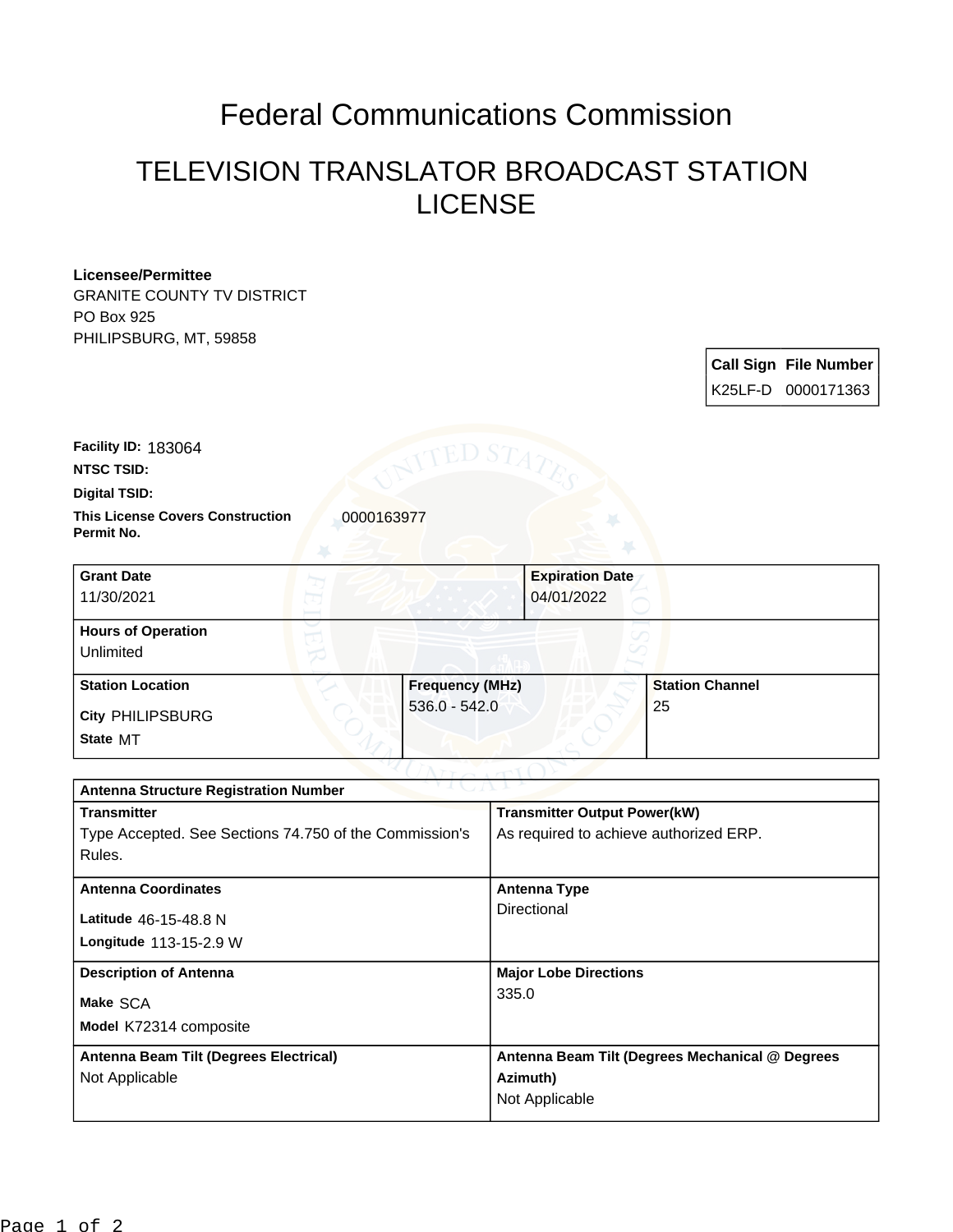# Federal Communications Commission

## TELEVISION TRANSLATOR BROADCAST STATION LICENSE

**Licensee/Permittee**
GRANITE COUNTY TV DISTRICT
PO Box 925
PHILIPSBURG, MT, 59858

| Call Sign | File Number |
| --- | --- |
| K25LF-D | 0000171363 |

**Facility ID:** 183064

**NTSC TSID:**

**Digital TSID:**

**This License Covers Construction Permit No.** 0000163977

| Grant Date | Expiration Date |
| --- | --- |
| 11/30/2021 | 04/01/2022 |

**Hours of Operation**
Unlimited

| Station Location | Frequency (MHz) | Station Channel |
| --- | --- | --- |
| City PHILIPSBURG<br>State MT | 536.0 - 542.0 | 25 |

**Antenna Structure Registration Number**

| Transmitter | Transmitter Output Power(kW) |
| --- | --- |
| Type Accepted. See Sections 74.750 of the Commission's Rules. | As required to achieve authorized ERP. |

| Antenna Coordinates | Antenna Type |
| --- | --- |
| Latitude 46-15-48.8 N<br>Longitude 113-15-2.9 W | Directional |

| Description of Antenna | Major Lobe Directions |
| --- | --- |
| Make SCA<br>Model K72314 composite | 335.0 |

| Antenna Beam Tilt (Degrees Electrical) | Antenna Beam Tilt (Degrees Mechanical @ Degrees Azimuth) |
| --- | --- |
| Not Applicable | Not Applicable |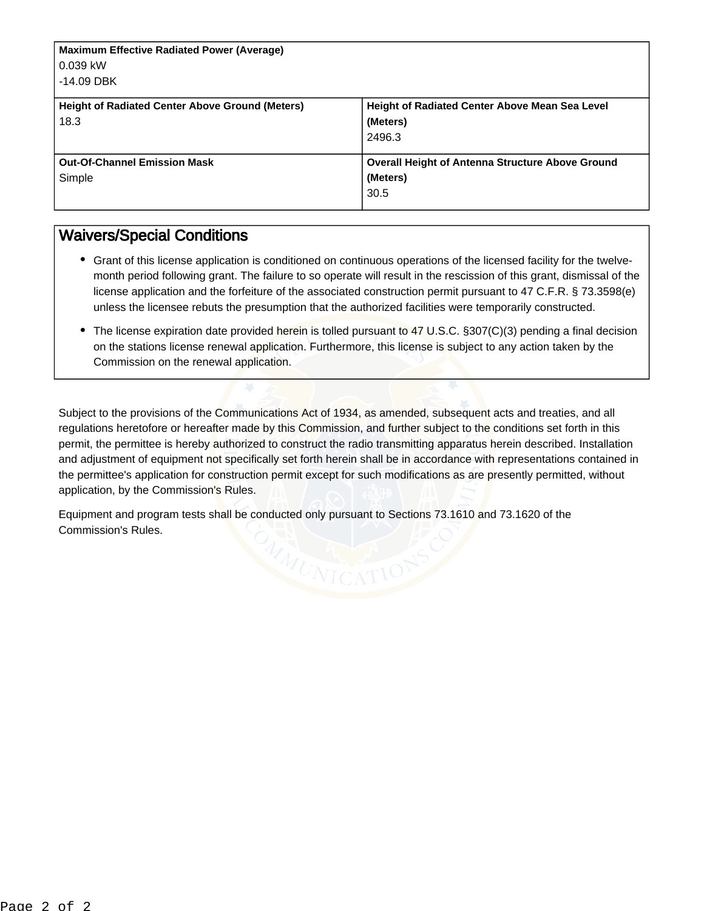| | |
|---|---|
| **Maximum Effective Radiated Power (Average)**<br>0.039 kW<br>-14.09 DBK | |
| **Height of Radiated Center Above Ground (Meters)**<br>18.3 | **Height of Radiated Center Above Mean Sea Level (Meters)**<br>2496.3 |
| **Out-Of-Channel Emission Mask**<br>Simple | **Overall Height of Antenna Structure Above Ground (Meters)**<br>30.5 |

## Waivers/Special Conditions

- Grant of this license application is conditioned on continuous operations of the licensed facility for the twelve-month period following grant. The failure to so operate will result in the rescission of this grant, dismissal of the license application and the forfeiture of the associated construction permit pursuant to 47 C.F.R. § 73.3598(e) unless the licensee rebuts the presumption that the authorized facilities were temporarily constructed.
- The license expiration date provided herein is tolled pursuant to 47 U.S.C. §307(C)(3) pending a final decision on the stations license renewal application. Furthermore, this license is subject to any action taken by the Commission on the renewal application.

Subject to the provisions of the Communications Act of 1934, as amended, subsequent acts and treaties, and all regulations heretofore or hereafter made by this Commission, and further subject to the conditions set forth in this permit, the permittee is hereby authorized to construct the radio transmitting apparatus herein described. Installation and adjustment of equipment not specifically set forth herein shall be in accordance with representations contained in the permittee's application for construction permit except for such modifications as are presently permitted, without application, by the Commission's Rules.

Equipment and program tests shall be conducted only pursuant to Sections 73.1610 and 73.1620 of the Commission's Rules.